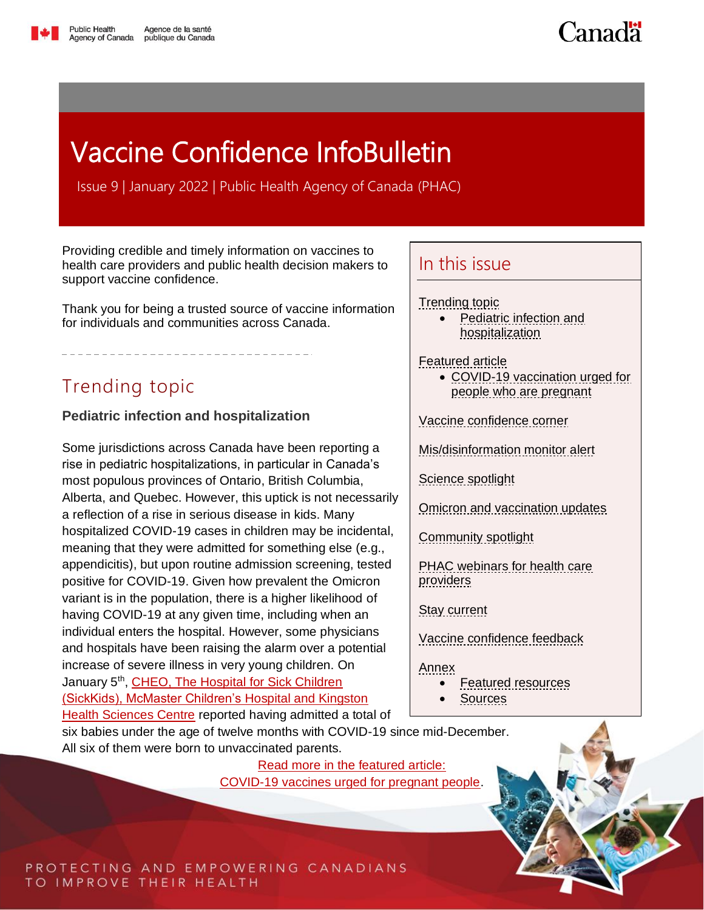# Vaccine Confidence InfoBulletin

Issue 9 | January 2022 | Public Health Agency of Canada (PHAC)

Providing credible and timely information on vaccines to health care providers and public health decision makers to support vaccine confidence.

Thank you for being a trusted source of vaccine information for individuals and communities across Canada.

## In this issue

- Trending topic
  - Pediatric infection and hospitalization
- Featured article
  - COVID-19 vaccination urged for people who are pregnant
- Vaccine confidence corner
- Mis/disinformation monitor alert
- Science spotlight
- Omicron and vaccination updates
- Community spotlight
- PHAC webinars for health care providers
- Stay current
- Vaccine confidence feedback
- Annex
  - Featured resources
  - Sources

## Trending topic

### Pediatric infection and hospitalization

Some jurisdictions across Canada have been reporting a rise in pediatric hospitalizations, in particular in Canada's most populous provinces of Ontario, British Columbia, Alberta, and Quebec. However, this uptick is not necessarily a reflection of a rise in serious disease in kids. Many hospitalized COVID-19 cases in children may be incidental, meaning that they were admitted for something else (e.g., appendicitis), but upon routine admission screening, tested positive for COVID-19. Given how prevalent the Omicron variant is in the population, there is a higher likelihood of having COVID-19 at any given time, including when an individual enters the hospital. However, some physicians and hospitals have been raising the alarm over a potential increase of severe illness in very young children. On January 5th, CHEO, The Hospital for Sick Children (SickKids), McMaster Children's Hospital and Kingston Health Sciences Centre reported having admitted a total of six babies under the age of twelve months with COVID-19 since mid-December. All six of them were born to unvaccinated parents.

Read more in the featured article: COVID-19 vaccines urged for pregnant people.

PROTECTING AND EMPOWERING CANADIANS TO IMPROVE THEIR HEALTH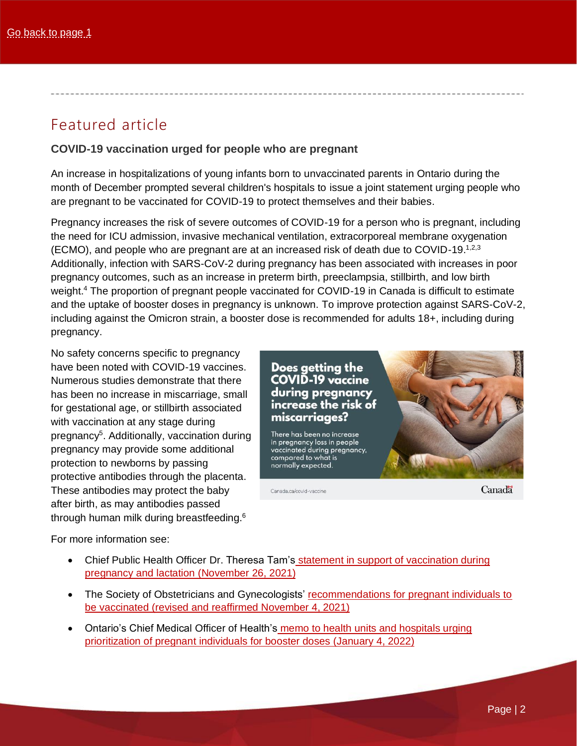Go back to page 1

## Featured article

**COVID-19 vaccination urged for people who are pregnant**

An increase in hospitalizations of young infants born to unvaccinated parents in Ontario during the month of December prompted several children's hospitals to issue a joint statement urging people who are pregnant to be vaccinated for COVID-19 to protect themselves and their babies.

Pregnancy increases the risk of severe outcomes of COVID-19 for a person who is pregnant, including the need for ICU admission, invasive mechanical ventilation, extracorporeal membrane oxygenation (ECMO), and people who are pregnant are at an increased risk of death due to COVID-19.[1,2,3] Additionally, infection with SARS-CoV-2 during pregnancy has been associated with increases in poor pregnancy outcomes, such as an increase in preterm birth, preeclampsia, stillbirth, and low birth weight.[4] The proportion of pregnant people vaccinated for COVID-19 in Canada is difficult to estimate and the uptake of booster doses in pregnancy is unknown. To improve protection against SARS-CoV-2, including against the Omicron strain, a booster dose is recommended for adults 18+, including during pregnancy.

No safety concerns specific to pregnancy have been noted with COVID-19 vaccines. Numerous studies demonstrate that there has been no increase in miscarriage, small for gestational age, or stillbirth associated with vaccination at any stage during pregnancy[5]. Additionally, vaccination during pregnancy may provide some additional protection to newborns by passing protective antibodies through the placenta. These antibodies may protect the baby after birth, as may antibodies passed through human milk during breastfeeding.[6]

**Does getting the COVID-19 vaccine during pregnancy increase the risk of miscarriages?**

There has been no increase in pregnancy loss in people vaccinated during pregnancy, compared to what is normally expected.

Canada.ca/covid-vaccine

For more information see:

- Chief Public Health Officer Dr. Theresa Tam's statement in support of vaccination during pregnancy and lactation (November 26, 2021)
- The Society of Obstetricians and Gynecologists' recommendations for pregnant individuals to be vaccinated (revised and reaffirmed November 4, 2021)
- Ontario's Chief Medical Officer of Health's memo to health units and hospitals urging prioritization of pregnant individuals for booster doses (January 4, 2022)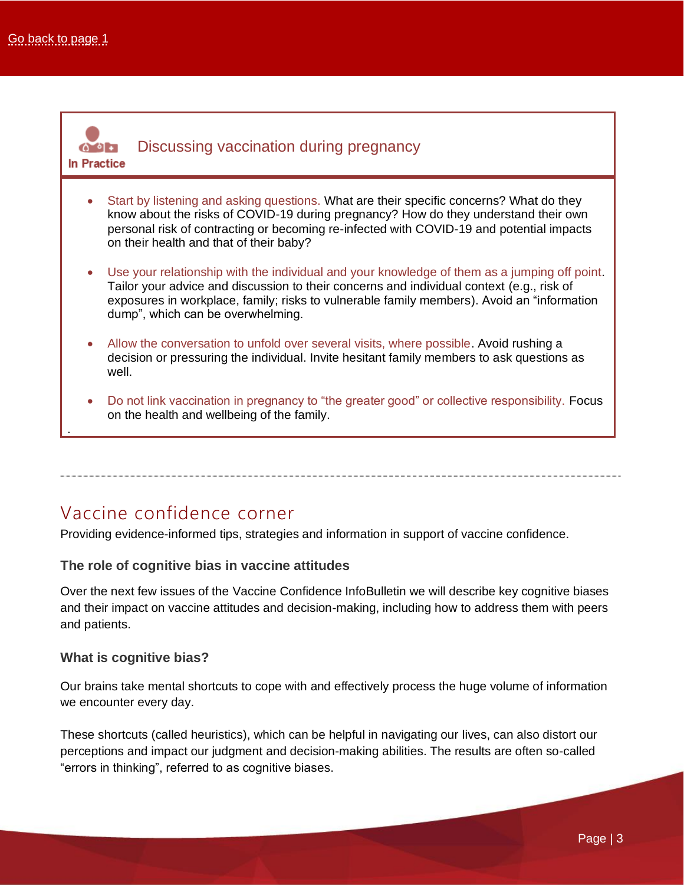[Go back to page 1]

## Discussing vaccination during pregnancy

In Practice

- Start by listening and asking questions. What are their specific concerns? What do they know about the risks of COVID-19 during pregnancy? How do they understand their own personal risk of contracting or becoming re-infected with COVID-19 and potential impacts on their health and that of their baby?

- Use your relationship with the individual and your knowledge of them as a jumping off point. Tailor your advice and discussion to their concerns and individual context (e.g., risk of exposures in workplace, family; risks to vulnerable family members). Avoid an "information dump", which can be overwhelming.

- Allow the conversation to unfold over several visits, where possible. Avoid rushing a decision or pressuring the individual. Invite hesitant family members to ask questions as well.

- Do not link vaccination in pregnancy to "the greater good" or collective responsibility. Focus on the health and wellbeing of the family.

---

## Vaccine confidence corner

Providing evidence-informed tips, strategies and information in support of vaccine confidence.

### The role of cognitive bias in vaccine attitudes

Over the next few issues of the Vaccine Confidence InfoBulletin we will describe key cognitive biases and their impact on vaccine attitudes and decision-making, including how to address them with peers and patients.

### What is cognitive bias?

Our brains take mental shortcuts to cope with and effectively process the huge volume of information we encounter every day.

These shortcuts (called heuristics), which can be helpful in navigating our lives, can also distort our perceptions and impact our judgment and decision-making abilities. The results are often so-called "errors in thinking", referred to as cognitive biases.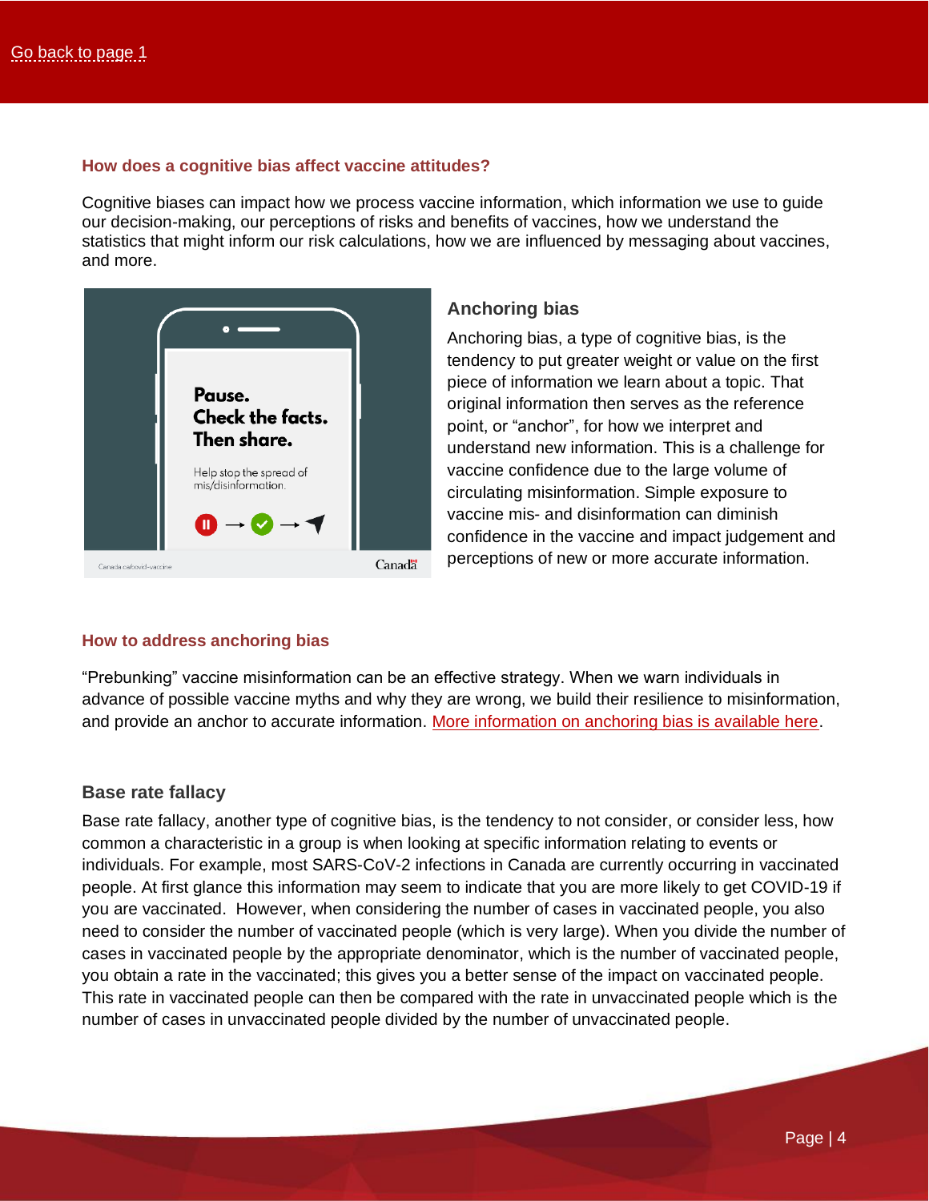Go back to page 1

### How does a cognitive bias affect vaccine attitudes?

Cognitive biases can impact how we process vaccine information, which information we use to guide our decision-making, our perceptions of risks and benefits of vaccines, how we understand the statistics that might inform our risk calculations, how we are influenced by messaging about vaccines, and more.

### Anchoring bias

Anchoring bias, a type of cognitive bias, is the tendency to put greater weight or value on the first piece of information we learn about a topic. That original information then serves as the reference point, or "anchor", for how we interpret and understand new information. This is a challenge for vaccine confidence due to the large volume of circulating misinformation. Simple exposure to vaccine mis- and disinformation can diminish confidence in the vaccine and impact judgement and perceptions of new or more accurate information.

### How to address anchoring bias

"Prebunking" vaccine misinformation can be an effective strategy. When we warn individuals in advance of possible vaccine myths and why they are wrong, we build their resilience to misinformation, and provide an anchor to accurate information. More information on anchoring bias is available here.

### Base rate fallacy

Base rate fallacy, another type of cognitive bias, is the tendency to not consider, or consider less, how common a characteristic in a group is when looking at specific information relating to events or individuals. For example, most SARS-CoV-2 infections in Canada are currently occurring in vaccinated people. At first glance this information may seem to indicate that you are more likely to get COVID-19 if you are vaccinated. However, when considering the number of cases in vaccinated people, you also need to consider the number of vaccinated people (which is very large). When you divide the number of cases in vaccinated people by the appropriate denominator, which is the number of vaccinated people, you obtain a rate in the vaccinated; this gives you a better sense of the impact on vaccinated people. This rate in vaccinated people can then be compared with the rate in unvaccinated people which is the number of cases in unvaccinated people divided by the number of unvaccinated people.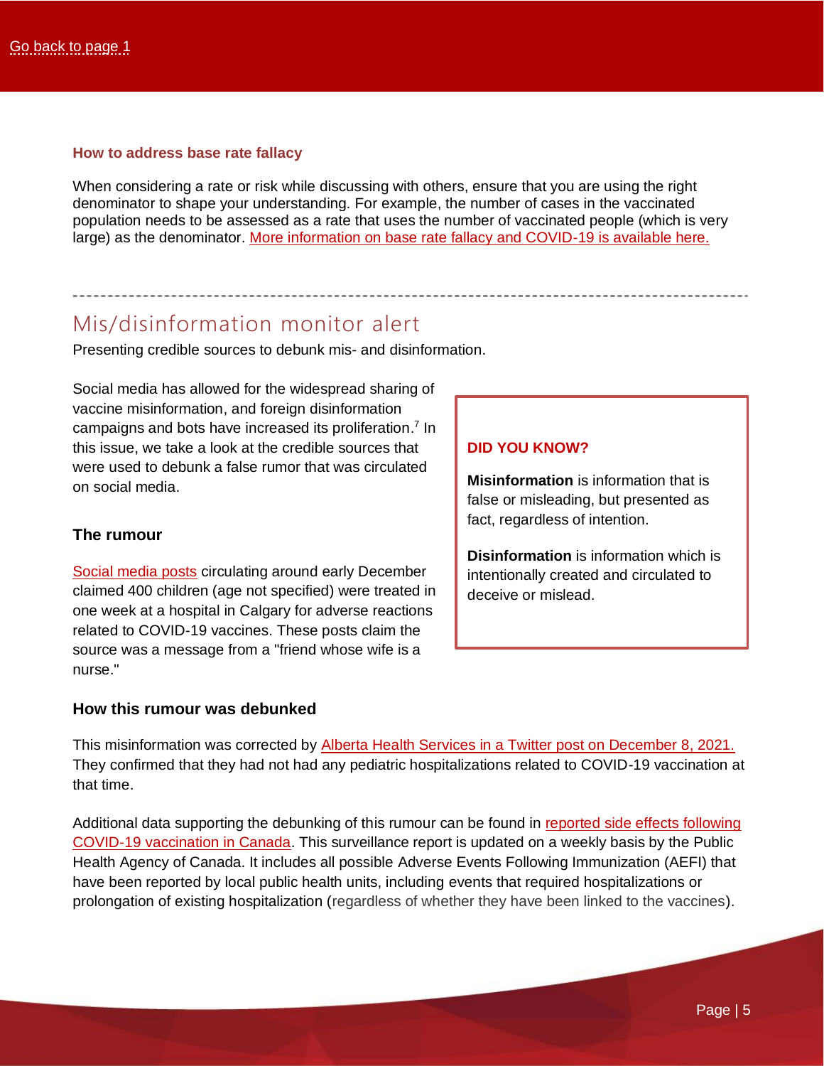Go back to page 1

### How to address base rate fallacy

When considering a rate or risk while discussing with others, ensure that you are using the right denominator to shape your understanding. For example, the number of cases in the vaccinated population needs to be assessed as a rate that uses the number of vaccinated people (which is very large) as the denominator. More information on base rate fallacy and COVID-19 is available here.

---

## Mis/disinformation monitor alert

Presenting credible sources to debunk mis- and disinformation.

Social media has allowed for the widespread sharing of vaccine misinformation, and foreign disinformation campaigns and bots have increased its proliferation.[7] In this issue, we take a look at the credible sources that were used to debunk a false rumor that was circulated on social media.

> **DID YOU KNOW?**
>
> **Misinformation** is information that is false or misleading, but presented as fact, regardless of intention.
>
> **Disinformation** is information which is intentionally created and circulated to deceive or mislead.

### The rumour

Social media posts circulating around early December claimed 400 children (age not specified) were treated in one week at a hospital in Calgary for adverse reactions related to COVID-19 vaccines. These posts claim the source was a message from a "friend whose wife is a nurse."

### How this rumour was debunked

This misinformation was corrected by Alberta Health Services in a Twitter post on December 8, 2021. They confirmed that they had not had any pediatric hospitalizations related to COVID-19 vaccination at that time.

Additional data supporting the debunking of this rumour can be found in reported side effects following COVID-19 vaccination in Canada. This surveillance report is updated on a weekly basis by the Public Health Agency of Canada. It includes all possible Adverse Events Following Immunization (AEFI) that have been reported by local public health units, including events that required hospitalizations or prolongation of existing hospitalization (regardless of whether they have been linked to the vaccines).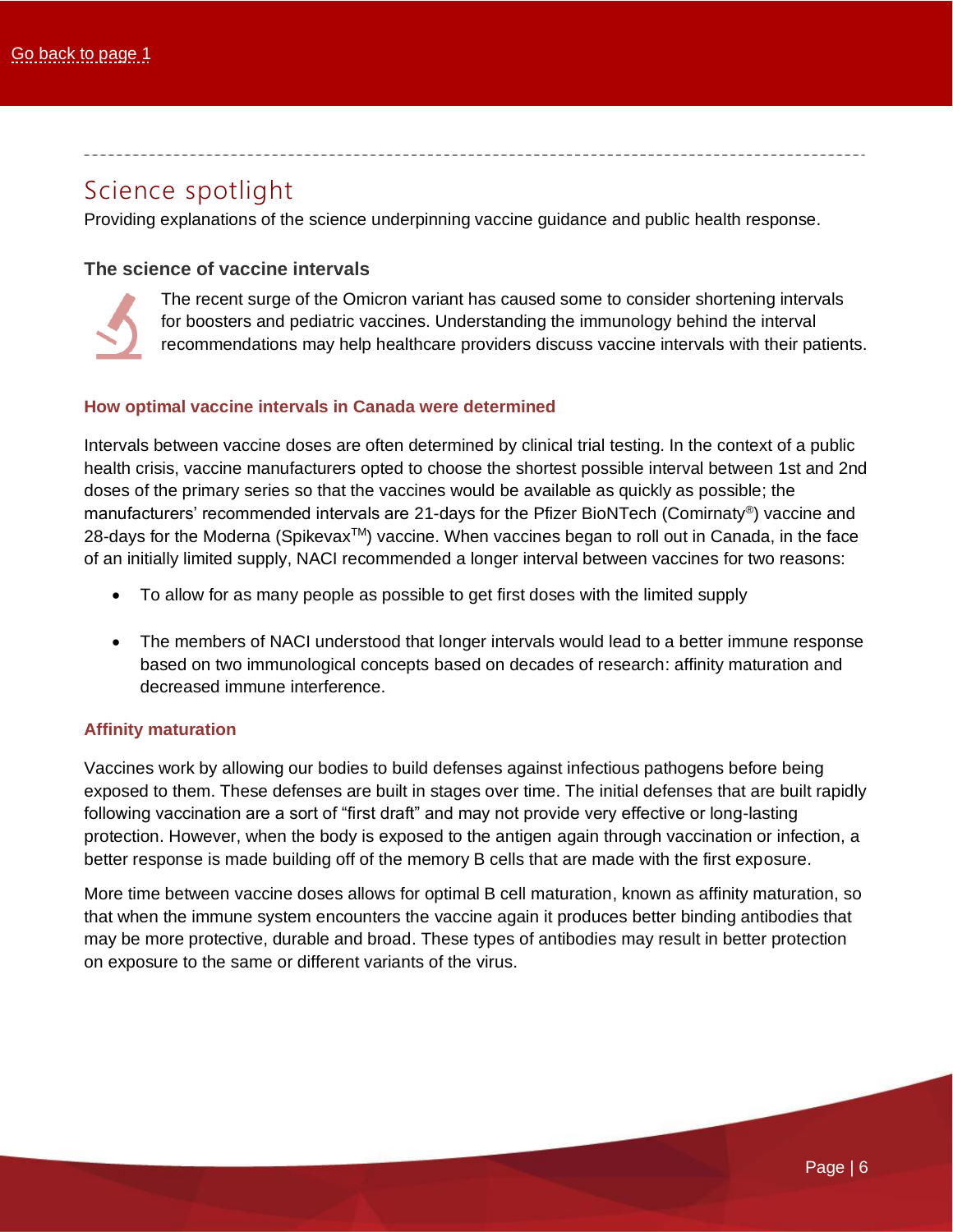Go back to page 1

## Science spotlight

Providing explanations of the science underpinning vaccine guidance and public health response.

### The science of vaccine intervals

The recent surge of the Omicron variant has caused some to consider shortening intervals for boosters and pediatric vaccines. Understanding the immunology behind the interval recommendations may help healthcare providers discuss vaccine intervals with their patients.

#### How optimal vaccine intervals in Canada were determined

Intervals between vaccine doses are often determined by clinical trial testing. In the context of a public health crisis, vaccine manufacturers opted to choose the shortest possible interval between 1st and 2nd doses of the primary series so that the vaccines would be available as quickly as possible; the manufacturers' recommended intervals are 21-days for the Pfizer BioNTech (Comirnaty®) vaccine and 28-days for the Moderna (Spikevax™) vaccine. When vaccines began to roll out in Canada, in the face of an initially limited supply, NACI recommended a longer interval between vaccines for two reasons:

- To allow for as many people as possible to get first doses with the limited supply
- The members of NACI understood that longer intervals would lead to a better immune response based on two immunological concepts based on decades of research: affinity maturation and decreased immune interference.

#### Affinity maturation

Vaccines work by allowing our bodies to build defenses against infectious pathogens before being exposed to them. These defenses are built in stages over time. The initial defenses that are built rapidly following vaccination are a sort of "first draft" and may not provide very effective or long-lasting protection. However, when the body is exposed to the antigen again through vaccination or infection, a better response is made building off of the memory B cells that are made with the first exposure.

More time between vaccine doses allows for optimal B cell maturation, known as affinity maturation, so that when the immune system encounters the vaccine again it produces better binding antibodies that may be more protective, durable and broad. These types of antibodies may result in better protection on exposure to the same or different variants of the virus.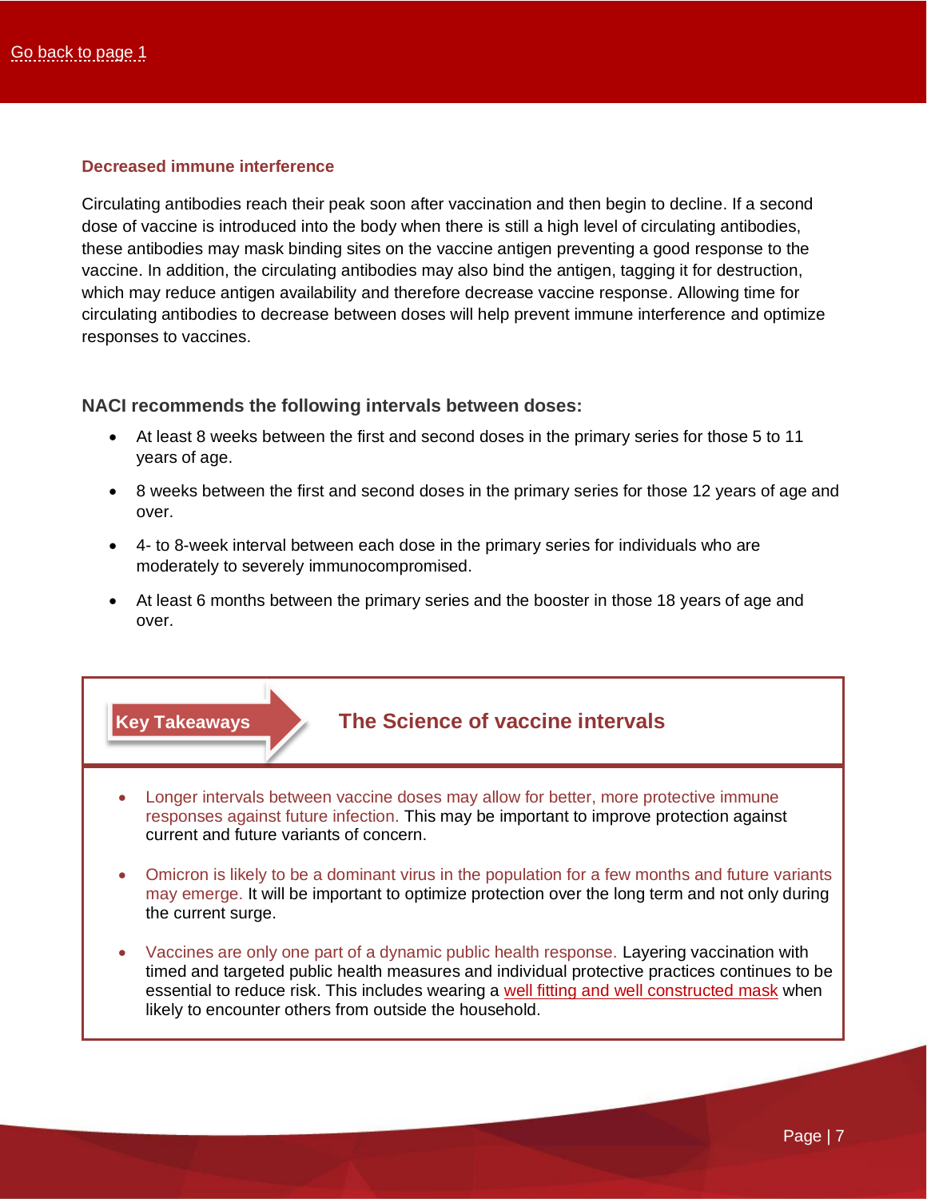Go back to page 1

### Decreased immune interference

Circulating antibodies reach their peak soon after vaccination and then begin to decline. If a second dose of vaccine is introduced into the body when there is still a high level of circulating antibodies, these antibodies may mask binding sites on the vaccine antigen preventing a good response to the vaccine. In addition, the circulating antibodies may also bind the antigen, tagging it for destruction, which may reduce antigen availability and therefore decrease vaccine response. Allowing time for circulating antibodies to decrease between doses will help prevent immune interference and optimize responses to vaccines.

**NACI recommends the following intervals between doses:**

- At least 8 weeks between the first and second doses in the primary series for those 5 to 11 years of age.
- 8 weeks between the first and second doses in the primary series for those 12 years of age and over.
- 4- to 8-week interval between each dose in the primary series for individuals who are moderately to severely immunocompromised.
- At least 6 months between the primary series and the booster in those 18 years of age and over.

**Key Takeaways**

## The Science of vaccine intervals

- Longer intervals between vaccine doses may allow for better, more protective immune responses against future infection. This may be important to improve protection against current and future variants of concern.
- Omicron is likely to be a dominant virus in the population for a few months and future variants may emerge. It will be important to optimize protection over the long term and not only during the current surge.
- Vaccines are only one part of a dynamic public health response. Layering vaccination with timed and targeted public health measures and individual protective practices continues to be essential to reduce risk. This includes wearing a well fitting and well constructed mask when likely to encounter others from outside the household.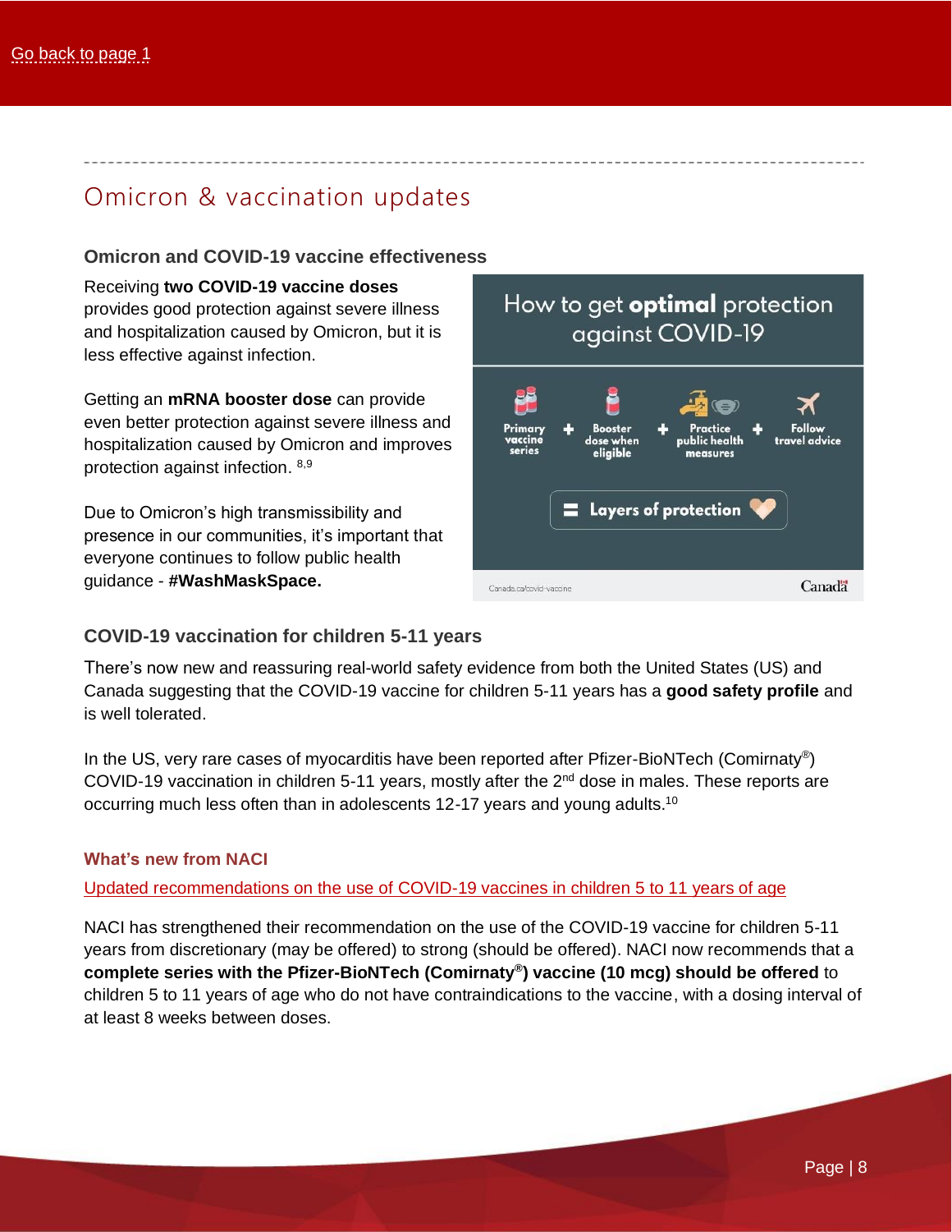Go back to page 1

## Omicron & vaccination updates

### Omicron and COVID-19 vaccine effectiveness

Receiving **two COVID-19 vaccine doses** provides good protection against severe illness and hospitalization caused by Omicron, but it is less effective against infection.

Getting an **mRNA booster dose** can provide even better protection against severe illness and hospitalization caused by Omicron and improves protection against infection. [8,9]

Due to Omicron's high transmissibility and presence in our communities, it's important that everyone continues to follow public health guidance - **#WashMaskSpace.**

How to get **optimal** protection against COVID-19

Primary vaccine series + Booster dose when eligible + Practice public health measures + Follow travel advice

= Layers of protection

Canada.ca/covid-vaccine

Canada

### COVID-19 vaccination for children 5-11 years

There's now new and reassuring real-world safety evidence from both the United States (US) and Canada suggesting that the COVID-19 vaccine for children 5-11 years has a **good safety profile** and is well tolerated.

In the US, very rare cases of myocarditis have been reported after Pfizer-BioNTech (Comirnaty®) COVID-19 vaccination in children 5-11 years, mostly after the 2nd dose in males. These reports are occurring much less often than in adolescents 12-17 years and young adults.[10]

#### What's new from NACI

Updated recommendations on the use of COVID-19 vaccines in children 5 to 11 years of age

NACI has strengthened their recommendation on the use of the COVID-19 vaccine for children 5-11 years from discretionary (may be offered) to strong (should be offered). NACI now recommends that a **complete series with the Pfizer-BioNTech (Comirnaty®) vaccine (10 mcg) should be offered** to children 5 to 11 years of age who do not have contraindications to the vaccine, with a dosing interval of at least 8 weeks between doses.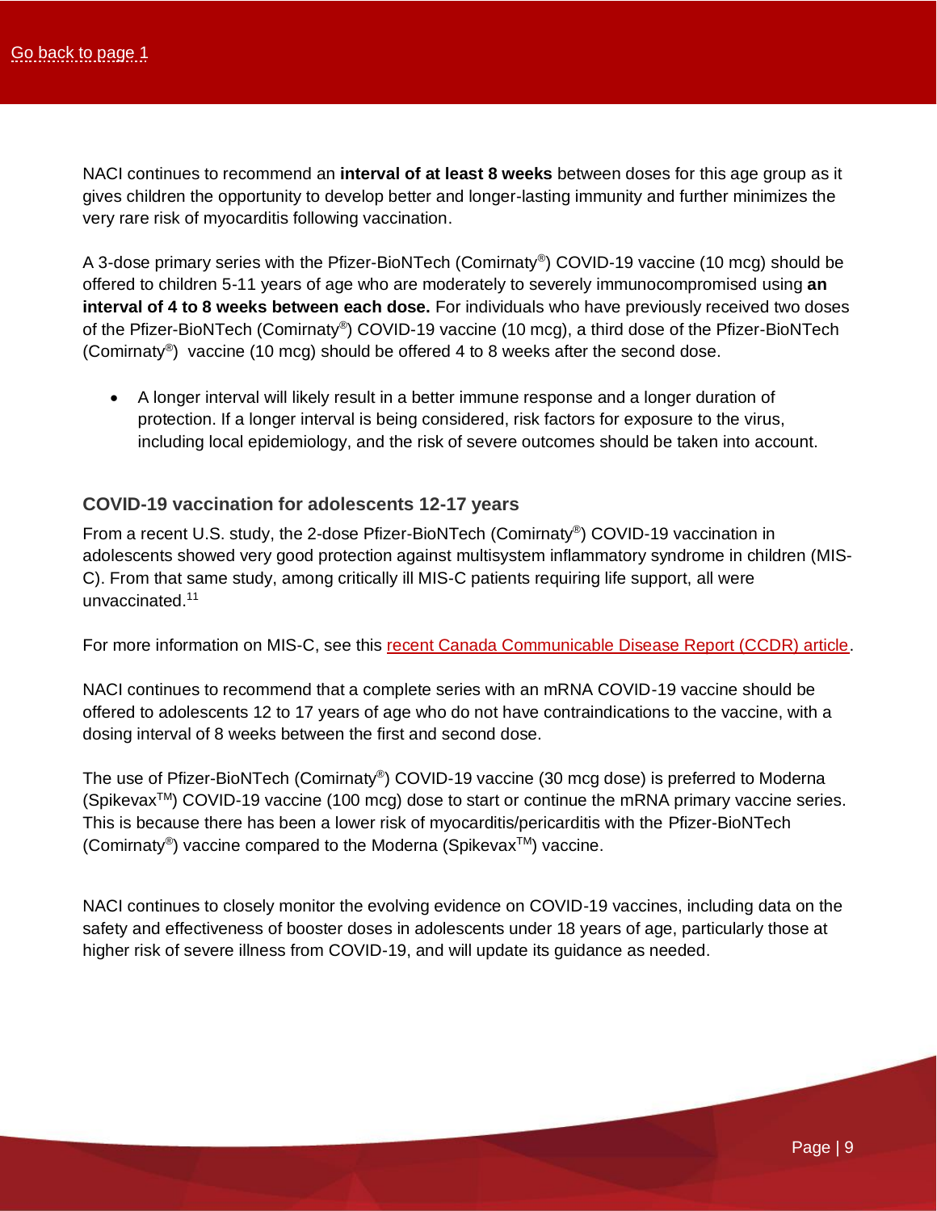[Go back to page 1]

NACI continues to recommend an **interval of at least 8 weeks** between doses for this age group as it gives children the opportunity to develop better and longer-lasting immunity and further minimizes the very rare risk of myocarditis following vaccination.

A 3-dose primary series with the Pfizer-BioNTech (Comirnaty®) COVID-19 vaccine (10 mcg) should be offered to children 5-11 years of age who are moderately to severely immunocompromised using **an interval of 4 to 8 weeks between each dose.** For individuals who have previously received two doses of the Pfizer-BioNTech (Comirnaty®) COVID-19 vaccine (10 mcg), a third dose of the Pfizer-BioNTech (Comirnaty®) vaccine (10 mcg) should be offered 4 to 8 weeks after the second dose.

- A longer interval will likely result in a better immune response and a longer duration of protection. If a longer interval is being considered, risk factors for exposure to the virus, including local epidemiology, and the risk of severe outcomes should be taken into account.

### COVID-19 vaccination for adolescents 12-17 years

From a recent U.S. study, the 2-dose Pfizer-BioNTech (Comirnaty®) COVID-19 vaccination in adolescents showed very good protection against multisystem inflammatory syndrome in children (MIS-C). From that same study, among critically ill MIS-C patients requiring life support, all were unvaccinated.[11]

For more information on MIS-C, see this recent Canada Communicable Disease Report (CCDR) article.

NACI continues to recommend that a complete series with an mRNA COVID-19 vaccine should be offered to adolescents 12 to 17 years of age who do not have contraindications to the vaccine, with a dosing interval of 8 weeks between the first and second dose.

The use of Pfizer-BioNTech (Comirnaty®) COVID-19 vaccine (30 mcg dose) is preferred to Moderna (Spikevax™) COVID-19 vaccine (100 mcg) dose to start or continue the mRNA primary vaccine series. This is because there has been a lower risk of myocarditis/pericarditis with the Pfizer-BioNTech (Comirnaty®) vaccine compared to the Moderna (Spikevax™) vaccine.

NACI continues to closely monitor the evolving evidence on COVID-19 vaccines, including data on the safety and effectiveness of booster doses in adolescents under 18 years of age, particularly those at higher risk of severe illness from COVID-19, and will update its guidance as needed.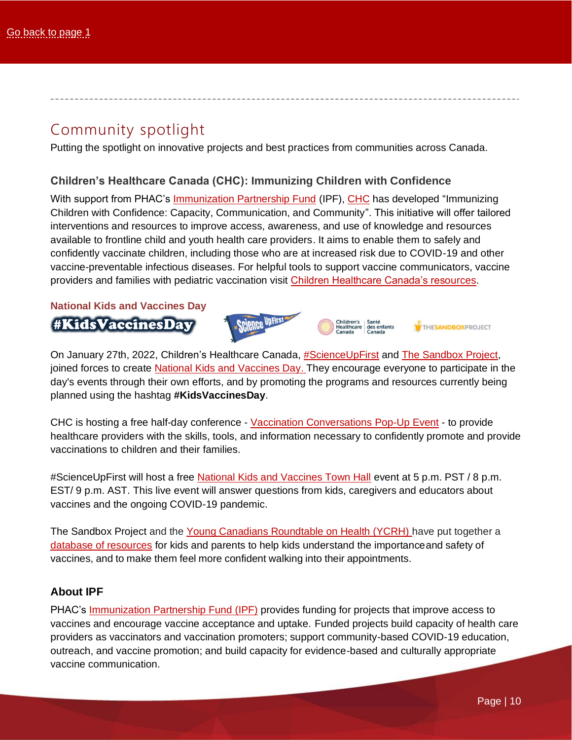Go back to page 1

## Community spotlight

Putting the spotlight on innovative projects and best practices from communities across Canada.

### Children's Healthcare Canada (CHC): Immunizing Children with Confidence

With support from PHAC's Immunization Partnership Fund (IPF), CHC has developed "Immunizing Children with Confidence: Capacity, Communication, and Community". This initiative will offer tailored interventions and resources to improve access, awareness, and use of knowledge and resources available to frontline child and youth health care providers. It aims to enable them to safely and confidently vaccinate children, including those who are at increased risk due to COVID-19 and other vaccine-preventable infectious diseases. For helpful tools to support vaccine communicators, vaccine providers and families with pediatric vaccination visit Children Healthcare Canada's resources.

#### National Kids and Vaccines Day

On January 27th, 2022, Children's Healthcare Canada, #ScienceUpFirst and The Sandbox Project, joined forces to create National Kids and Vaccines Day. They encourage everyone to participate in the day's events through their own efforts, and by promoting the programs and resources currently being planned using the hashtag **#KidsVaccinesDay**.

CHC is hosting a free half-day conference - Vaccination Conversations Pop-Up Event - to provide healthcare providers with the skills, tools, and information necessary to confidently promote and provide vaccinations to children and their families.

#ScienceUpFirst will host a free National Kids and Vaccines Town Hall event at 5 p.m. PST / 8 p.m. EST/ 9 p.m. AST. This live event will answer questions from kids, caregivers and educators about vaccines and the ongoing COVID-19 pandemic.

The Sandbox Project and the Young Canadians Roundtable on Health (YCRH) have put together a database of resources for kids and parents to help kids understand the importance and safety of vaccines, and to make them feel more confident walking into their appointments.

### About IPF

PHAC's Immunization Partnership Fund (IPF) provides funding for projects that improve access to vaccines and encourage vaccine acceptance and uptake. Funded projects build capacity of health care providers as vaccinators and vaccination promoters; support community-based COVID-19 education, outreach, and vaccine promotion; and build capacity for evidence-based and culturally appropriate vaccine communication.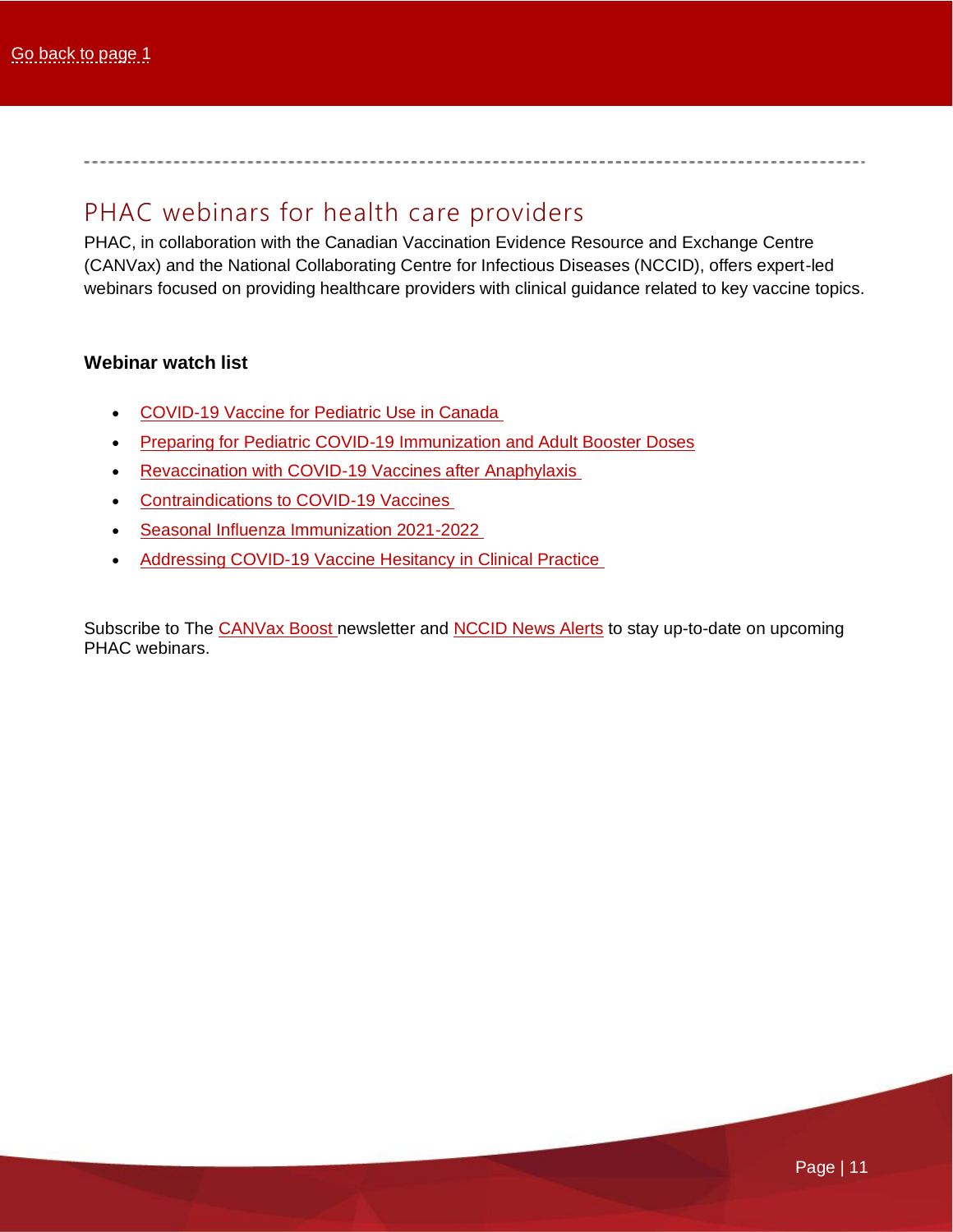Go back to page 1

## PHAC webinars for health care providers

PHAC, in collaboration with the Canadian Vaccination Evidence Resource and Exchange Centre (CANVax) and the National Collaborating Centre for Infectious Diseases (NCCID), offers expert-led webinars focused on providing healthcare providers with clinical guidance related to key vaccine topics.

**Webinar watch list**

- COVID-19 Vaccine for Pediatric Use in Canada
- Preparing for Pediatric COVID-19 Immunization and Adult Booster Doses
- Revaccination with COVID-19 Vaccines after Anaphylaxis
- Contraindications to COVID-19 Vaccines
- Seasonal Influenza Immunization 2021-2022
- Addressing COVID-19 Vaccine Hesitancy in Clinical Practice

Subscribe to The CANVax Boost newsletter and NCCID News Alerts to stay up-to-date on upcoming PHAC webinars.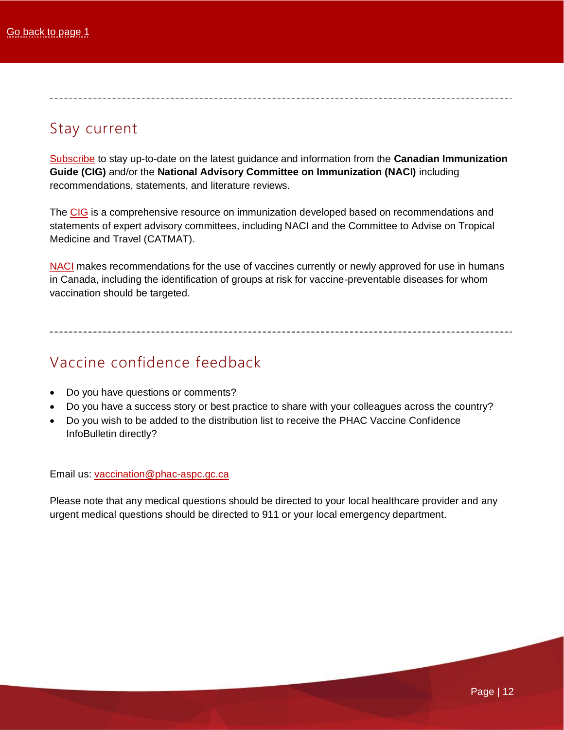Go back to page 1

## Stay current

Subscribe to stay up-to-date on the latest guidance and information from the **Canadian Immunization Guide (CIG)** and/or the **National Advisory Committee on Immunization (NACI)** including recommendations, statements, and literature reviews.

The CIG is a comprehensive resource on immunization developed based on recommendations and statements of expert advisory committees, including NACI and the Committee to Advise on Tropical Medicine and Travel (CATMAT).

NACI makes recommendations for the use of vaccines currently or newly approved for use in humans in Canada, including the identification of groups at risk for vaccine-preventable diseases for whom vaccination should be targeted.

## Vaccine confidence feedback

- Do you have questions or comments?
- Do you have a success story or best practice to share with your colleagues across the country?
- Do you wish to be added to the distribution list to receive the PHAC Vaccine Confidence InfoBulletin directly?

Email us: vaccination@phac-aspc.gc.ca

Please note that any medical questions should be directed to your local healthcare provider and any urgent medical questions should be directed to 911 or your local emergency department.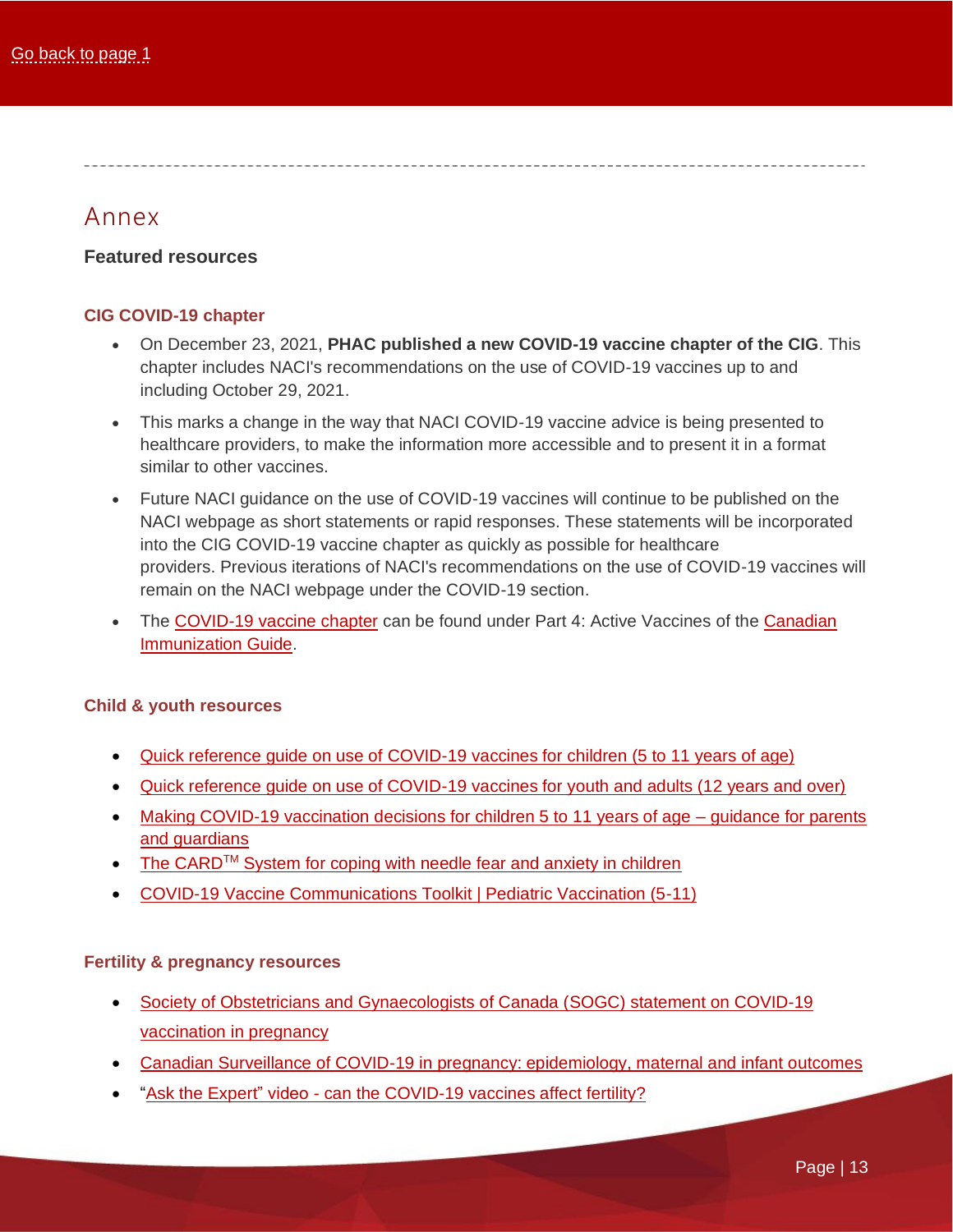Go back to page 1

## Annex

### Featured resources

#### CIG COVID-19 chapter

- On December 23, 2021, **PHAC published a new COVID-19 vaccine chapter of the CIG**. This chapter includes NACI's recommendations on the use of COVID-19 vaccines up to and including October 29, 2021.
- This marks a change in the way that NACI COVID-19 vaccine advice is being presented to healthcare providers, to make the information more accessible and to present it in a format similar to other vaccines.
- Future NACI guidance on the use of COVID-19 vaccines will continue to be published on the NACI webpage as short statements or rapid responses. These statements will be incorporated into the CIG COVID-19 vaccine chapter as quickly as possible for healthcare providers. Previous iterations of NACI's recommendations on the use of COVID-19 vaccines will remain on the NACI webpage under the COVID-19 section.
- The COVID-19 vaccine chapter can be found under Part 4: Active Vaccines of the Canadian Immunization Guide.

#### Child & youth resources

- Quick reference guide on use of COVID-19 vaccines for children (5 to 11 years of age)
- Quick reference guide on use of COVID-19 vaccines for youth and adults (12 years and over)
- Making COVID-19 vaccination decisions for children 5 to 11 years of age – guidance for parents and guardians
- The CARD™ System for coping with needle fear and anxiety in children
- COVID-19 Vaccine Communications Toolkit | Pediatric Vaccination (5-11)

#### Fertility & pregnancy resources

- Society of Obstetricians and Gynaecologists of Canada (SOGC) statement on COVID-19 vaccination in pregnancy
- Canadian Surveillance of COVID-19 in pregnancy: epidemiology, maternal and infant outcomes
- "Ask the Expert" video - can the COVID-19 vaccines affect fertility?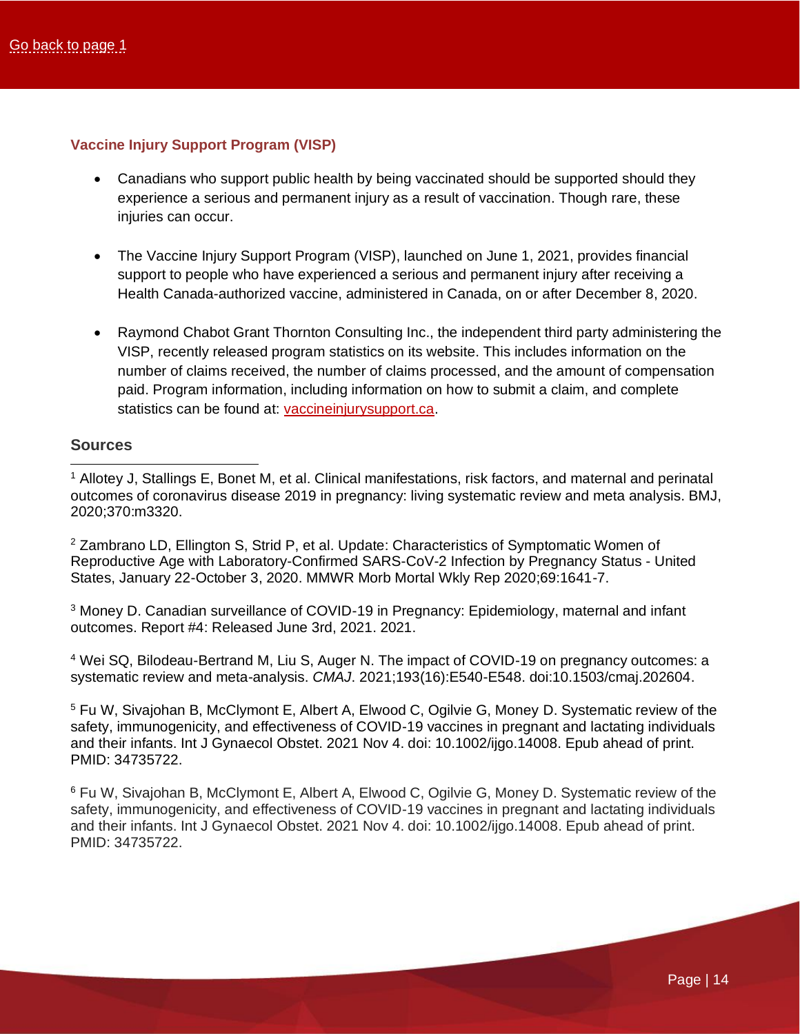### Vaccine Injury Support Program (VISP)

- Canadians who support public health by being vaccinated should be supported should they experience a serious and permanent injury as a result of vaccination. Though rare, these injuries can occur.

- The Vaccine Injury Support Program (VISP), launched on June 1, 2021, provides financial support to people who have experienced a serious and permanent injury after receiving a Health Canada-authorized vaccine, administered in Canada, on or after December 8, 2020.

- Raymond Chabot Grant Thornton Consulting Inc., the independent third party administering the VISP, recently released program statistics on its website. This includes information on the number of claims received, the number of claims processed, and the amount of compensation paid. Program information, including information on how to submit a claim, and complete statistics can be found at: vaccineinjurysupport.ca.

### Sources

[1] Allotey J, Stallings E, Bonet M, et al. Clinical manifestations, risk factors, and maternal and perinatal outcomes of coronavirus disease 2019 in pregnancy: living systematic review and meta analysis. BMJ, 2020;370:m3320.

[2] Zambrano LD, Ellington S, Strid P, et al. Update: Characteristics of Symptomatic Women of Reproductive Age with Laboratory-Confirmed SARS-CoV-2 Infection by Pregnancy Status - United States, January 22-October 3, 2020. MMWR Morb Mortal Wkly Rep 2020;69:1641-7.

[3] Money D. Canadian surveillance of COVID-19 in Pregnancy: Epidemiology, maternal and infant outcomes. Report #4: Released June 3rd, 2021. 2021.

[4] Wei SQ, Bilodeau-Bertrand M, Liu S, Auger N. The impact of COVID-19 on pregnancy outcomes: a systematic review and meta-analysis. *CMAJ*. 2021;193(16):E540-E548. doi:10.1503/cmaj.202604.

[5] Fu W, Sivajohan B, McClymont E, Albert A, Elwood C, Ogilvie G, Money D. Systematic review of the safety, immunogenicity, and effectiveness of COVID-19 vaccines in pregnant and lactating individuals and their infants. Int J Gynaecol Obstet. 2021 Nov 4. doi: 10.1002/ijgo.14008. Epub ahead of print. PMID: 34735722.

[6] Fu W, Sivajohan B, McClymont E, Albert A, Elwood C, Ogilvie G, Money D. Systematic review of the safety, immunogenicity, and effectiveness of COVID-19 vaccines in pregnant and lactating individuals and their infants. Int J Gynaecol Obstet. 2021 Nov 4. doi: 10.1002/ijgo.14008. Epub ahead of print. PMID: 34735722.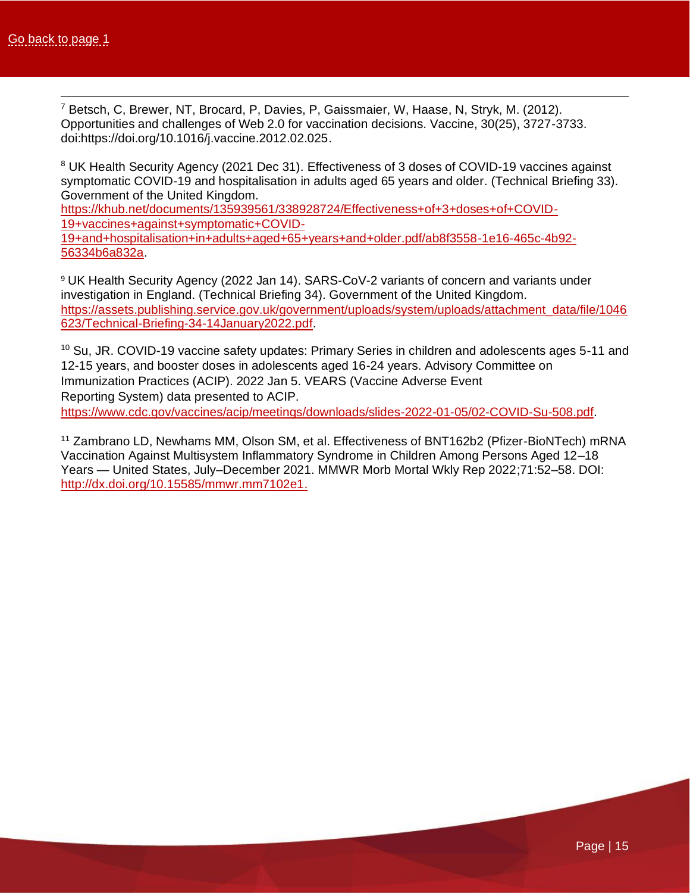[Go back to page 1](#)

[7] Betsch, C, Brewer, NT, Brocard, P, Davies, P, Gaissmaier, W, Haase, N, Stryk, M. (2012). Opportunities and challenges of Web 2.0 for vaccination decisions. Vaccine, 30(25), 3727-3733. doi:https://doi.org/10.1016/j.vaccine.2012.02.025.

[8] UK Health Security Agency (2021 Dec 31). Effectiveness of 3 doses of COVID-19 vaccines against symptomatic COVID-19 and hospitalisation in adults aged 65 years and older. (Technical Briefing 33). Government of the United Kingdom. [https://khub.net/documents/135939561/338928724/Effectiveness+of+3+doses+of+COVID-19+vaccines+against+symptomatic+COVID-19+and+hospitalisation+in+adults+aged+65+years+and+older.pdf/ab8f3558-1e16-465c-4b92-56334b6a832a](https://khub.net/documents/135939561/338928724/Effectiveness+of+3+doses+of+COVID-19+vaccines+against+symptomatic+COVID-19+and+hospitalisation+in+adults+aged+65+years+and+older.pdf/ab8f3558-1e16-465c-4b92-56334b6a832a).

[9] UK Health Security Agency (2022 Jan 14). SARS-CoV-2 variants of concern and variants under investigation in England. (Technical Briefing 34). Government of the United Kingdom. [https://assets.publishing.service.gov.uk/government/uploads/system/uploads/attachment_data/file/1046623/Technical-Briefing-34-14January2022.pdf](https://assets.publishing.service.gov.uk/government/uploads/system/uploads/attachment_data/file/1046623/Technical-Briefing-34-14January2022.pdf).

[10] Su, JR. COVID-19 vaccine safety updates: Primary Series in children and adolescents ages 5-11 and 12-15 years, and booster doses in adolescents aged 16-24 years. Advisory Committee on Immunization Practices (ACIP). 2022 Jan 5. VEARS (Vaccine Adverse Event Reporting System) data presented to ACIP. [https://www.cdc.gov/vaccines/acip/meetings/downloads/slides-2022-01-05/02-COVID-Su-508.pdf](https://www.cdc.gov/vaccines/acip/meetings/downloads/slides-2022-01-05/02-COVID-Su-508.pdf).

[11] Zambrano LD, Newhams MM, Olson SM, et al. Effectiveness of BNT162b2 (Pfizer-BioNTech) mRNA Vaccination Against Multisystem Inflammatory Syndrome in Children Among Persons Aged 12–18 Years — United States, July–December 2021. MMWR Morb Mortal Wkly Rep 2022;71:52–58. DOI: [http://dx.doi.org/10.15585/mmwr.mm7102e1.](http://dx.doi.org/10.15585/mmwr.mm7102e1)